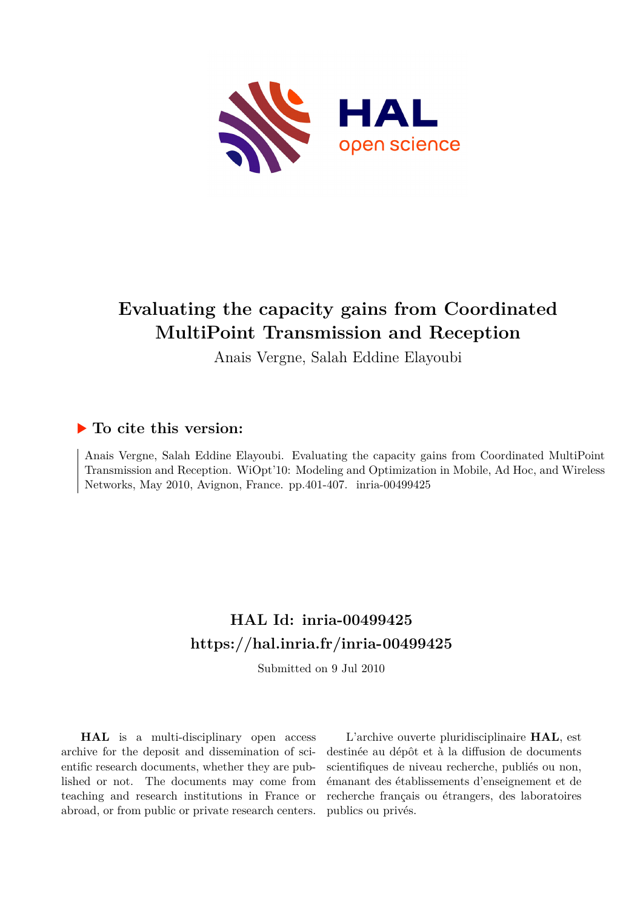# Evaluating the capacity gains from Coordinated MultiPoint Transmission and Reception

Anais Vergne, Salah Eddine Elayoubi

## To cite this version:

Anais Vergne, Salah Eddine Elayoubi. Evaluating the capacity gains from Coordinated MultiPoint Transmission and Reception. WiOpt'10: Modeling and Optimization in Mobile, Ad Hoc, and Wireless Networks, May 2010, Avignon, France. pp.401-407. inria-00499425

## HAL Id: inria-00499425

## https://hal.inria.fr/inria-00499425

Submitted on 9 Jul 2010

**HAL** is a multi-disciplinary open access archive for the deposit and dissemination of scientific research documents, whether they are published or not. The documents may come from teaching and research institutions in France or abroad, or from public or private research centers.

L'archive ouverte pluridisciplinaire **HAL**, est destinée au dépôt et à la diffusion de documents scientifiques de niveau recherche, publiés ou non, émanant des établissements d'enseignement et de recherche français ou étrangers, des laboratoires publics ou privés.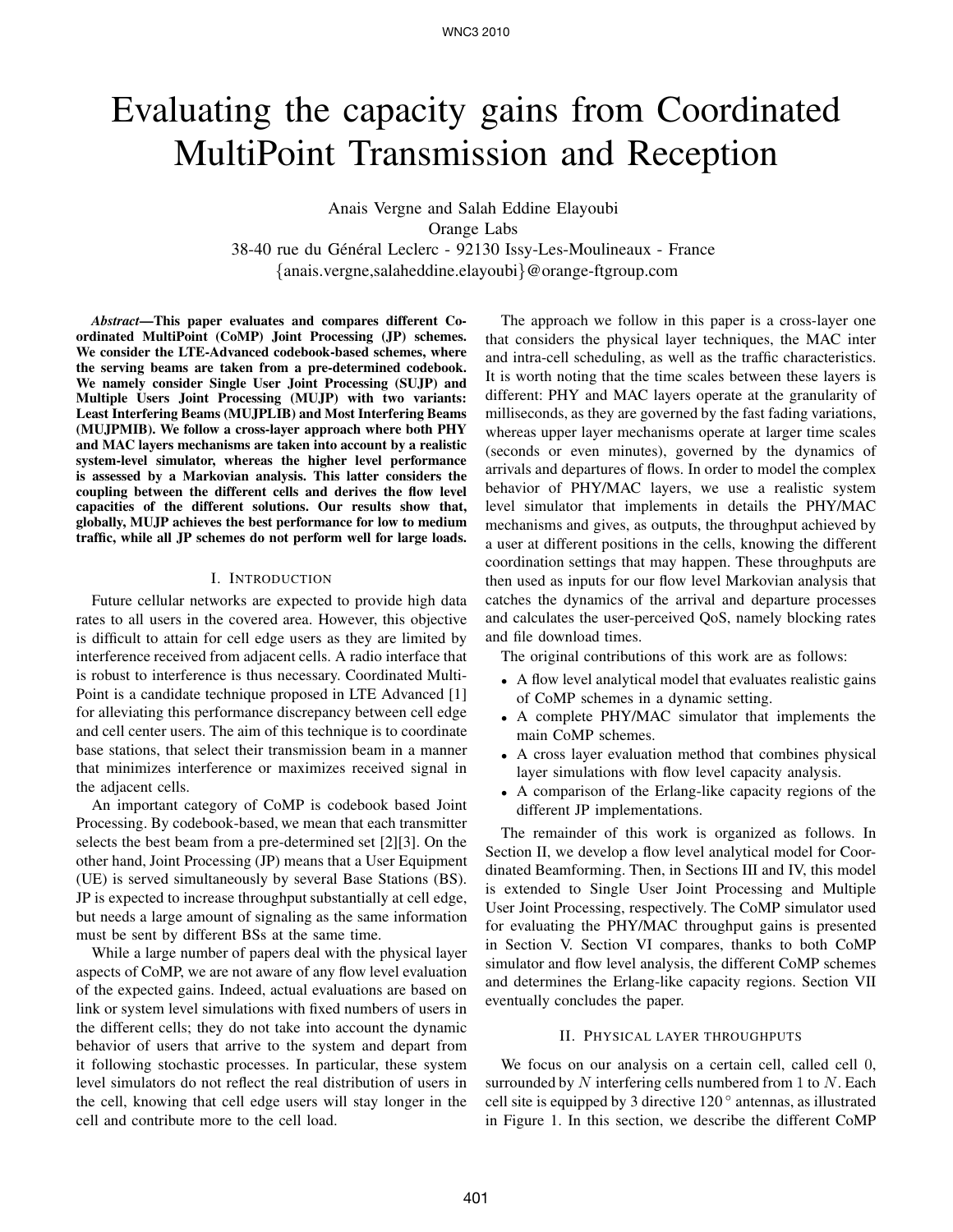# Evaluating the capacity gains from Coordinated MultiPoint Transmission and Reception

Anais Vergne and Salah Eddine Elayoubi
Orange Labs
38-40 rue du Général Leclerc - 92130 Issy-Les-Moulineaux - France
{anais.vergne,salaheddine.elayoubi}@orange-ftgroup.com

***Abstract*—This paper evaluates and compares different Coordinated MultiPoint (CoMP) Joint Processing (JP) schemes. We consider the LTE-Advanced codebook-based schemes, where the serving beams are taken from a pre-determined codebook. We namely consider Single User Joint Processing (SUJP) and Multiple Users Joint Processing (MUJP) with two variants: Least Interfering Beams (MUJPLIB) and Most Interfering Beams (MUJPMIB). We follow a cross-layer approach where both PHY and MAC layers mechanisms are taken into account by a realistic system-level simulator, whereas the higher level performance is assessed by a Markovian analysis. This latter considers the coupling between the different cells and derives the flow level capacities of the different solutions. Our results show that, globally, MUJP achieves the best performance for low to medium traffic, while all JP schemes do not perform well for large loads.**

## I. Introduction

Future cellular networks are expected to provide high data rates to all users in the covered area. However, this objective is difficult to attain for cell edge users as they are limited by interference received from adjacent cells. A radio interface that is robust to interference is thus necessary. Coordinated Multi-Point is a candidate technique proposed in LTE Advanced [1] for alleviating this performance discrepancy between cell edge and cell center users. The aim of this technique is to coordinate base stations, that select their transmission beam in a manner that minimizes interference or maximizes received signal in the adjacent cells.

An important category of CoMP is codebook based Joint Processing. By codebook-based, we mean that each transmitter selects the best beam from a pre-determined set [2][3]. On the other hand, Joint Processing (JP) means that a User Equipment (UE) is served simultaneously by several Base Stations (BS). JP is expected to increase throughput substantially at cell edge, but needs a large amount of signaling as the same information must be sent by different BSs at the same time.

While a large number of papers deal with the physical layer aspects of CoMP, we are not aware of any flow level evaluation of the expected gains. Indeed, actual evaluations are based on link or system level simulations with fixed numbers of users in the different cells; they do not take into account the dynamic behavior of users that arrive to the system and depart from it following stochastic processes. In particular, these system level simulators do not reflect the real distribution of users in the cell, knowing that cell edge users will stay longer in the cell and contribute more to the cell load.

The approach we follow in this paper is a cross-layer one that considers the physical layer techniques, the MAC inter and intra-cell scheduling, as well as the traffic characteristics. It is worth noting that the time scales between these layers is different: PHY and MAC layers operate at the granularity of milliseconds, as they are governed by the fast fading variations, whereas upper layer mechanisms operate at larger time scales (seconds or even minutes), governed by the dynamics of arrivals and departures of flows. In order to model the complex behavior of PHY/MAC layers, we use a realistic system level simulator that implements in details the PHY/MAC mechanisms and gives, as outputs, the throughput achieved by a user at different positions in the cells, knowing the different coordination settings that may happen. These throughputs are then used as inputs for our flow level Markovian analysis that catches the dynamics of the arrival and departure processes and calculates the user-perceived QoS, namely blocking rates and file download times.

The original contributions of this work are as follows:

- A flow level analytical model that evaluates realistic gains of CoMP schemes in a dynamic setting.
- A complete PHY/MAC simulator that implements the main CoMP schemes.
- A cross layer evaluation method that combines physical layer simulations with flow level capacity analysis.
- A comparison of the Erlang-like capacity regions of the different JP implementations.

The remainder of this work is organized as follows. In Section II, we develop a flow level analytical model for Coordinated Beamforming. Then, in Sections III and IV, this model is extended to Single User Joint Processing and Multiple User Joint Processing, respectively. The CoMP simulator used for evaluating the PHY/MAC throughput gains is presented in Section V. Section VI compares, thanks to both CoMP simulator and flow level analysis, the different CoMP schemes and determines the Erlang-like capacity regions. Section VII eventually concludes the paper.

## II. Physical layer throughputs

We focus on our analysis on a certain cell, called cell 0, surrounded by $N$ interfering cells numbered from 1 to $N$. Each cell site is equipped by 3 directive $120^\circ$ antennas, as illustrated in Figure 1. In this section, we describe the different CoMP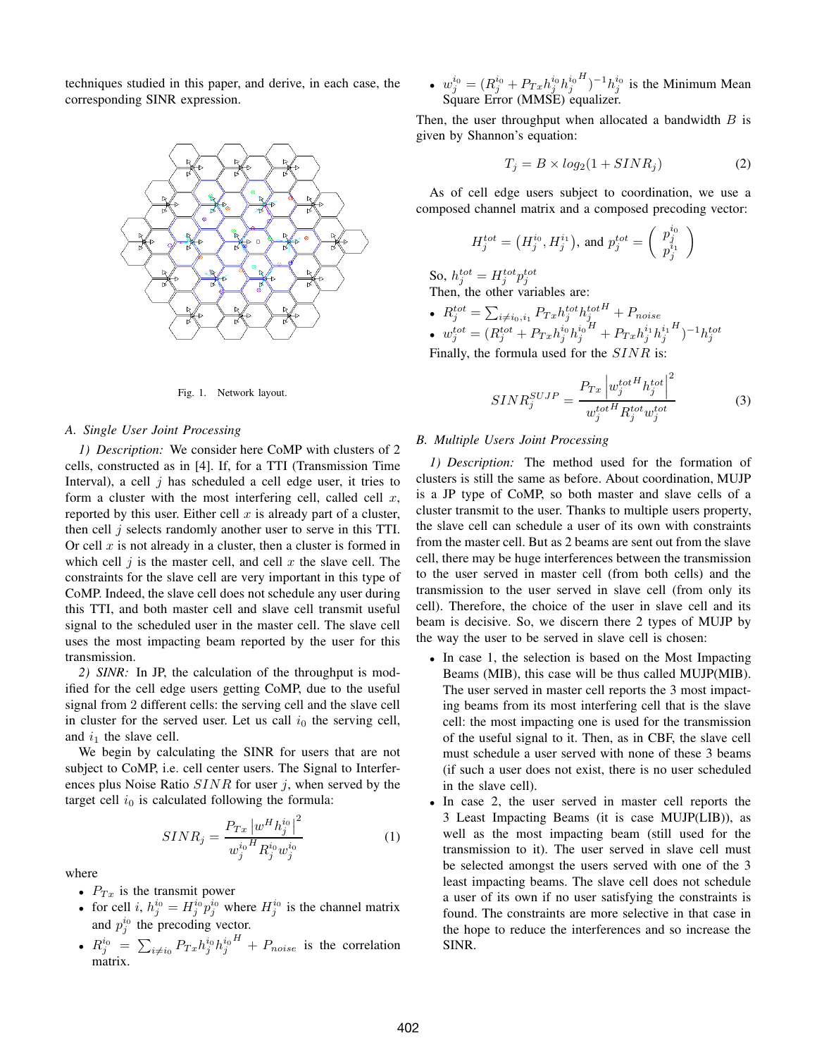techniques studied in this paper, and derive, in each case, the corresponding SINR expression.

Fig. 1. Network layout.

### A. Single User Joint Processing

*1) Description:* We consider here CoMP with clusters of 2 cells, constructed as in [4]. If, for a TTI (Transmission Time Interval), a cell $j$ has scheduled a cell edge user, it tries to form a cluster with the most interfering cell, called cell $x$, reported by this user. Either cell $x$ is already part of a cluster, then cell $j$ selects randomly another user to serve in this TTI. Or cell $x$ is not already in a cluster, then a cluster is formed in which cell $j$ is the master cell, and cell $x$ the slave cell. The constraints for the slave cell are very important in this type of CoMP. Indeed, the slave cell does not schedule any user during this TTI, and both master cell and slave cell transmit useful signal to the scheduled user in the master cell. The slave cell uses the most impacting beam reported by the user for this transmission.

*2) SINR:* In JP, the calculation of the throughput is modified for the cell edge users getting CoMP, due to the useful signal from 2 different cells: the serving cell and the slave cell in cluster for the served user. Let us call $i_0$ the serving cell, and $i_1$ the slave cell.

We begin by calculating the SINR for users that are not subject to CoMP, i.e. cell center users. The Signal to Interferences plus Noise Ratio $SINR$ for user $j$, when served by the target cell $i_0$ is calculated following the formula:

$$SINR_j = \frac{P_{Tx}\left|w^H h_j^{i_0}\right|^2}{{w_j^{i_0}}^H R_j^{i_0} w_j^{i_0}} \tag{1}$$

where

- $P_{Tx}$ is the transmit power
- for cell $i$, $h_j^{i_0} = H_j^{i_0} p_j^{i_0}$ where $H_j^{i_0}$ is the channel matrix and $p_j^{i_0}$ the precoding vector.
- $R_j^{i_0} = \sum_{i \neq i_0} P_{Tx} h_j^{i_0} {h_j^{i_0}}^H + P_{noise}$ is the correlation matrix.
- $w_j^{i_0} = (R_j^{i_0} + P_{Tx} h_j^{i_0} {h_j^{i_0}}^H)^{-1} h_j^{i_0}$ is the Minimum Mean Square Error (MMSE) equalizer.

Then, the user throughput when allocated a bandwidth $B$ is given by Shannon's equation:

$$T_j = B \times log_2(1 + SINR_j) \tag{2}$$

As of cell edge users subject to coordination, we use a composed channel matrix and a composed precoding vector:

$$H_j^{tot} = (H_j^{i_0}, H_j^{i_1}), \text{ and } p_j^{tot} = \begin{pmatrix} p_j^{i_0} \\ p_j^{i_1} \end{pmatrix}$$

So, $h_j^{tot} = H_j^{tot} p_j^{tot}$

Then, the other variables are:

- $R_j^{tot} = \sum_{i \neq i_0, i_1} P_{Tx} h_j^{tot} {h_j^{tot}}^H + P_{noise}$
- $w_j^{tot} = (R_j^{tot} + P_{Tx} h_j^{i_0} {h_j^{i_0}}^H + P_{Tx} h_j^{i_1} {h_j^{i_1}}^H)^{-1} h_j^{tot}$

Finally, the formula used for the $SINR$ is:

$$SINR_j^{SUJP} = \frac{P_{Tx}\left|{w_j^{tot}}^H h_j^{tot}\right|^2}{{w_j^{tot}}^H R_j^{tot} w_j^{tot}} \tag{3}$$

### B. Multiple Users Joint Processing

*1) Description:* The method used for the formation of clusters is still the same as before. About coordination, MUJP is a JP type of CoMP, so both master and slave cells of a cluster transmit to the user. Thanks to multiple users property, the slave cell can schedule a user of its own with constraints from the master cell. But as 2 beams are sent out from the slave cell, there may be huge interferences between the transmission to the user served in master cell (from both cells) and the transmission to the user served in slave cell (from only its cell). Therefore, the choice of the user in slave cell and its beam is decisive. So, we discern there 2 types of MUJP by the way the user to be served in slave cell is chosen:

- In case 1, the selection is based on the Most Impacting Beams (MIB), this case will be thus called MUJP(MIB). The user served in master cell reports the 3 most impacting beams from its most interfering cell that is the slave cell: the most impacting one is used for the transmission of the useful signal to it. Then, as in CBF, the slave cell must schedule a user served with none of these 3 beams (if such a user does not exist, there is no user scheduled in the slave cell).
- In case 2, the user served in master cell reports the 3 Least Impacting Beams (it is case MUJP(LIB)), as well as the most impacting beam (still used for the transmission to it). The user served in slave cell must be selected amongst the users served with one of the 3 least impacting beams. The slave cell does not schedule a user of its own if no user satisfying the constraints is found. The constraints are more selective in that case in the hope to reduce the interferences and so increase the SINR.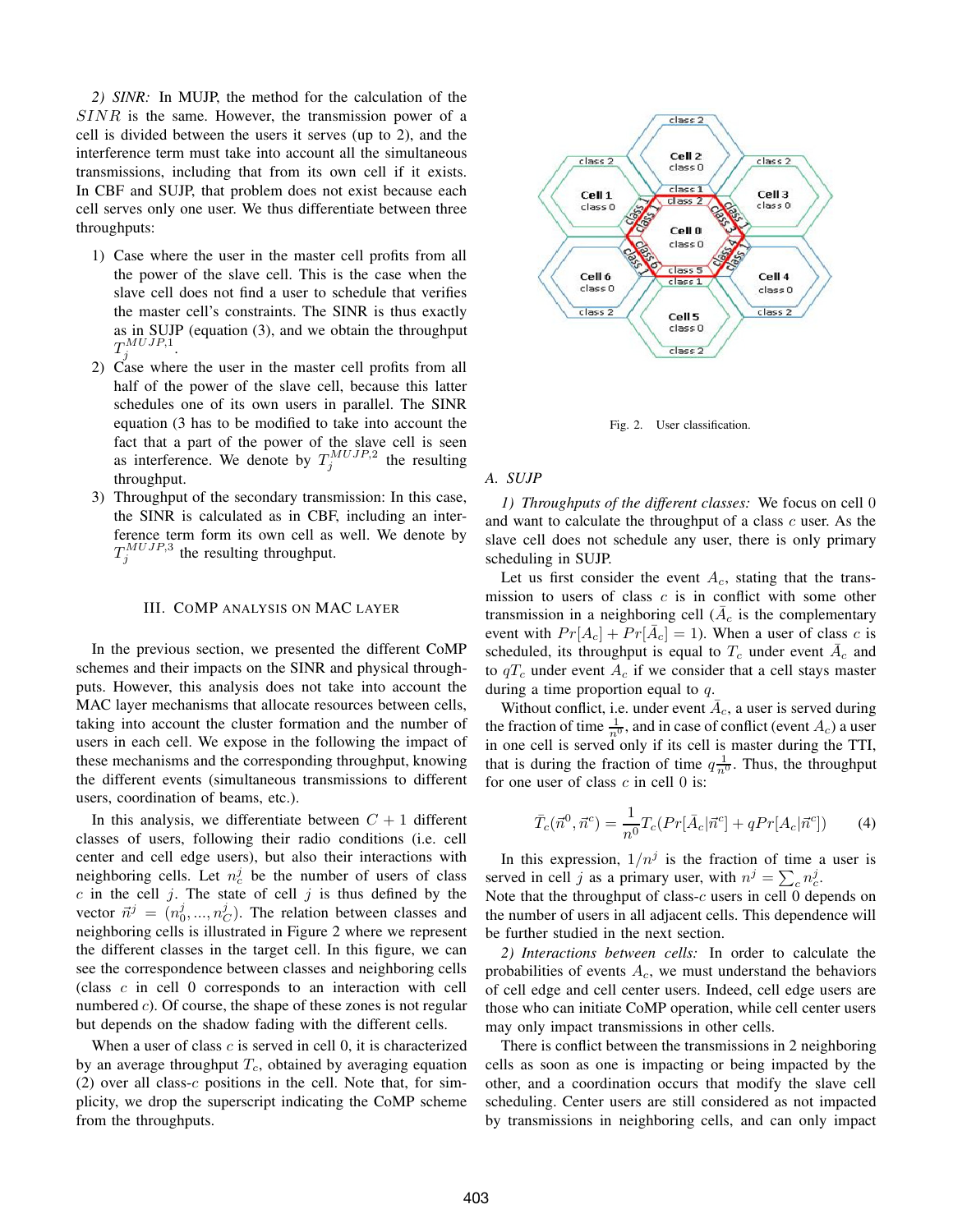*2) SINR:* In MUJP, the method for the calculation of the $SINR$ is the same. However, the transmission power of a cell is divided between the users it serves (up to 2), and the interference term must take into account all the simultaneous transmissions, including that from its own cell if it exists. In CBF and SUJP, that problem does not exist because each cell serves only one user. We thus differentiate between three throughputs:

1) Case where the user in the master cell profits from all the power of the slave cell. This is the case when the slave cell does not find a user to schedule that verifies the master cell's constraints. The SINR is thus exactly as in SUJP (equation (3), and we obtain the throughput $T_j^{MUJP,1}$.
2) Case where the user in the master cell profits from all half of the power of the slave cell, because this latter schedules one of its own users in parallel. The SINR equation (3 has to be modified to take into account the fact that a part of the power of the slave cell is seen as interference. We denote by $T_j^{MUJP,2}$ the resulting throughput.
3) Throughput of the secondary transmission: In this case, the SINR is calculated as in CBF, including an interference term form its own cell as well. We denote by $T_j^{MUJP,3}$ the resulting throughput.

## III. CoMP analysis on MAC layer

In the previous section, we presented the different CoMP schemes and their impacts on the SINR and physical throughputs. However, this analysis does not take into account the MAC layer mechanisms that allocate resources between cells, taking into account the cluster formation and the number of users in each cell. We expose in the following the impact of these mechanisms and the corresponding throughput, knowing the different events (simultaneous transmissions to different users, coordination of beams, etc.).

In this analysis, we differentiate between $C+1$ different classes of users, following their radio conditions (i.e. cell center and cell edge users), but also their interactions with neighboring cells. Let $n_c^j$ be the number of users of class $c$ in the cell $j$. The state of cell $j$ is thus defined by the vector $\vec{n}^j = (n_0^j, ..., n_C^j)$. The relation between classes and neighboring cells is illustrated in Figure 2 where we represent the different classes in the target cell. In this figure, we can see the correspondence between classes and neighboring cells (class $c$ in cell 0 corresponds to an interaction with cell numbered $c$). Of course, the shape of these zones is not regular but depends on the shadow fading with the different cells.

When a user of class $c$ is served in cell 0, it is characterized by an average throughput $T_c$, obtained by averaging equation (2) over all class-$c$ positions in the cell. Note that, for simplicity, we drop the superscript indicating the CoMP scheme from the throughputs.

Fig. 2. User classification.

### A. SUJP

*1) Throughputs of the different classes:* We focus on cell 0 and want to calculate the throughput of a class $c$ user. As the slave cell does not schedule any user, there is only primary scheduling in SUJP.

Let us first consider the event $A_c$, stating that the transmission to users of class $c$ is in conflict with some other transmission in a neighboring cell ($\bar{A}_c$ is the complementary event with $Pr[A_c] + Pr[\bar{A}_c] = 1$). When a user of class $c$ is scheduled, its throughput is equal to $T_c$ under event $\bar{A}_c$ and to $qT_c$ under event $A_c$ if we consider that a cell stays master during a time proportion equal to $q$.

Without conflict, i.e. under event $\bar{A}_c$, a user is served during the fraction of time $\frac{1}{n^0}$, and in case of conflict (event $A_c$) a user in one cell is served only if its cell is master during the TTI, that is during the fraction of time $q\frac{1}{n^0}$. Thus, the throughput for one user of class $c$ in cell 0 is:

$$\bar{T}_c(\vec{n}^0, \vec{n}^c) = \frac{1}{n^0} T_c (Pr[\bar{A}_c | \vec{n}^c] + qPr[A_c | \vec{n}^c]) \tag{4}$$

In this expression, $1/n^j$ is the fraction of time a user is served in cell $j$ as a primary user, with $n^j = \sum_c n_c^j$. Note that the throughput of class-$c$ users in cell 0 depends on the number of users in all adjacent cells. This dependence will be further studied in the next section.

*2) Interactions between cells:* In order to calculate the probabilities of events $A_c$, we must understand the behaviors of cell edge and cell center users. Indeed, cell edge users are those who can initiate CoMP operation, while cell center users may only impact transmissions in other cells.

There is conflict between the transmissions in 2 neighboring cells as soon as one is impacting or being impacted by the other, and a coordination occurs that modify the slave cell scheduling. Center users are still considered as not impacted by transmissions in neighboring cells, and can only impact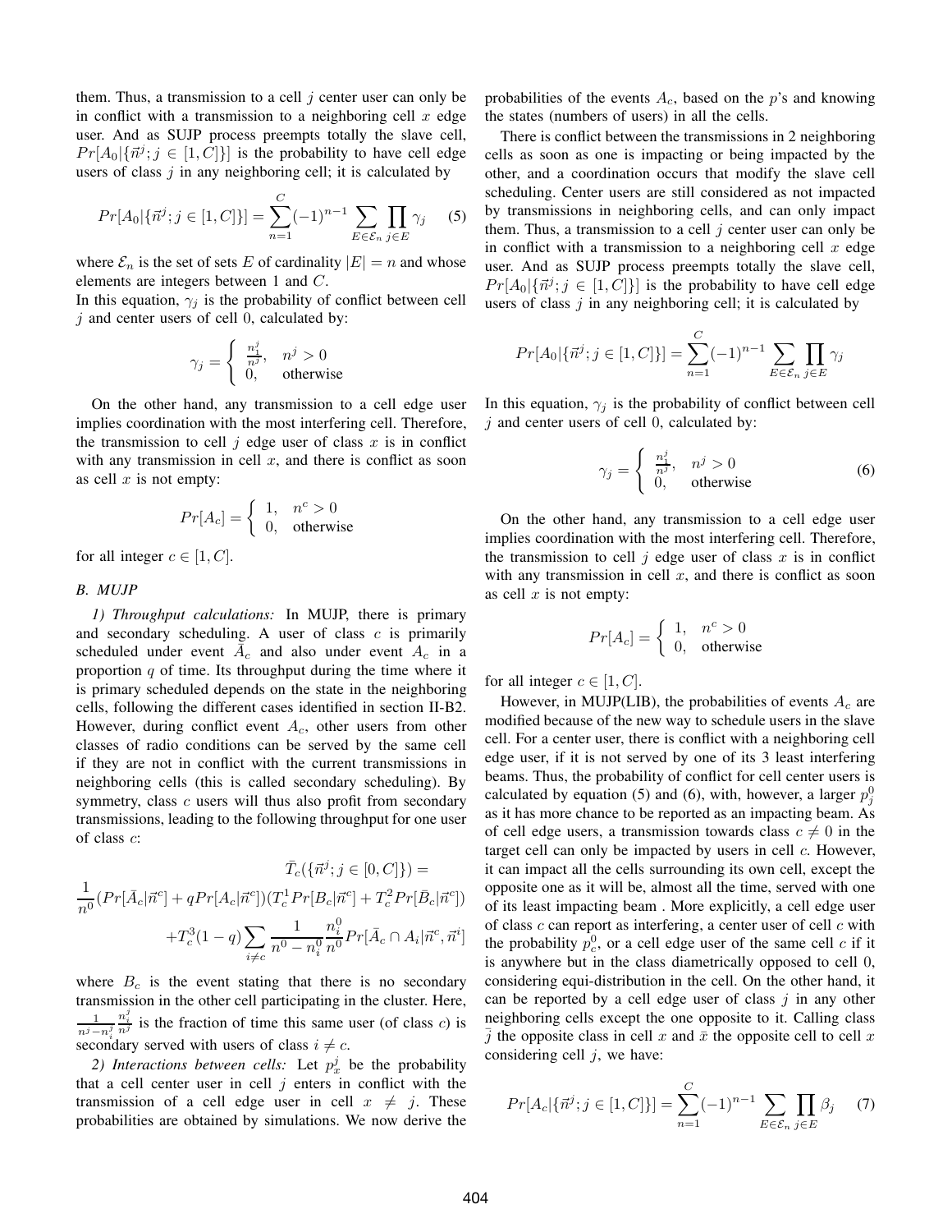them. Thus, a transmission to a cell $j$ center user can only be in conflict with a transmission to a neighboring cell $x$ edge user. And as SUJP process preempts totally the slave cell, $Pr[A_0|\{\vec{n}^j; j \in [1,C]\}]$ is the probability to have cell edge users of class $j$ in any neighboring cell; it is calculated by

$$Pr[A_0|\{\vec{n}^j; j \in [1,C]\}] = \sum_{n=1}^{C}(-1)^{n-1} \sum_{E \in \mathcal{E}_n} \prod_{j \in E} \gamma_j \quad (5)$$

where $\mathcal{E}_n$ is the set of sets $E$ of cardinality $|E| = n$ and whose elements are integers between 1 and $C$.
In this equation, $\gamma_j$ is the probability of conflict between cell $j$ and center users of cell 0, calculated by:

$$\gamma_j = \begin{cases} \frac{n_1^j}{n^j}, & n^j > 0 \\ 0, & \text{otherwise} \end{cases}$$

On the other hand, any transmission to a cell edge user implies coordination with the most interfering cell. Therefore, the transmission to cell $j$ edge user of class $x$ is in conflict with any transmission in cell $x$, and there is conflict as soon as cell $x$ is not empty:

$$Pr[A_c] = \begin{cases} 1, & n^c > 0 \\ 0, & \text{otherwise} \end{cases}$$

for all integer $c \in [1, C]$.

### B. MUJP

*1) Throughput calculations:* In MUJP, there is primary and secondary scheduling. A user of class $c$ is primarily scheduled under event $\bar{A}_c$ and also under event $A_c$ in a proportion $q$ of time. Its throughput during the time where it is primary scheduled depends on the state in the neighboring cells, following the different cases identified in section II-B2. However, during conflict event $A_c$, other users from other classes of radio conditions can be served by the same cell if they are not in conflict with the current transmissions in neighboring cells (this is called secondary scheduling). By symmetry, class $c$ users will thus also profit from secondary transmissions, leading to the following throughput for one user of class $c$:

$$\bar{T}_c(\{\vec{n}^j; j \in [0,C]\}) =$$
$$\frac{1}{n^0}(Pr[\bar{A}_c|\vec{n}^c] + qPr[A_c|\vec{n}^c])(T_c^1 Pr[B_c|\vec{n}^c] + T_c^2 Pr[\bar{B}_c|\vec{n}^c])$$
$$+T_c^3(1-q)\sum_{i \neq c} \frac{1}{n^0 - n_i^0} \frac{n_i^0}{n^0} Pr[\bar{A}_c \cap A_i|\vec{n}^c, \vec{n}^i]$$

where $B_c$ is the event stating that there is no secondary transmission in the other cell participating in the cluster. Here, $\frac{1}{n^j - n_i^j} \frac{n_i^j}{n^j}$ is the fraction of time this same user (of class $c$) is secondary served with users of class $i \neq c$.

*2) Interactions between cells:* Let $p_x^j$ be the probability that a cell center user in cell $j$ enters in conflict with the transmission of a cell edge user in cell $x \neq j$. These probabilities are obtained by simulations. We now derive the probabilities of the events $A_c$, based on the $p$'s and knowing the states (numbers of users) in all the cells.

There is conflict between the transmissions in 2 neighboring cells as soon as one is impacting or being impacted by the other, and a coordination occurs that modify the slave cell scheduling. Center users are still considered as not impacted by transmissions in neighboring cells, and can only impact them. Thus, a transmission to a cell $j$ center user can only be in conflict with a transmission to a neighboring cell $x$ edge user. And as SUJP process preempts totally the slave cell, $Pr[A_0|\{\vec{n}^j; j \in [1,C]\}]$ is the probability to have cell edge users of class $j$ in any neighboring cell; it is calculated by

$$Pr[A_0|\{\vec{n}^j; j \in [1,C]\}] = \sum_{n=1}^{C}(-1)^{n-1} \sum_{E \in \mathcal{E}_n} \prod_{j \in E} \gamma_j$$

In this equation, $\gamma_j$ is the probability of conflict between cell $j$ and center users of cell 0, calculated by:

$$\gamma_j = \begin{cases} \frac{n_1^j}{n^j}, & n^j > 0 \\ 0, & \text{otherwise} \end{cases} \quad (6)$$

On the other hand, any transmission to a cell edge user implies coordination with the most interfering cell. Therefore, the transmission to cell $j$ edge user of class $x$ is in conflict with any transmission in cell $x$, and there is conflict as soon as cell $x$ is not empty:

$$Pr[A_c] = \begin{cases} 1, & n^c > 0 \\ 0, & \text{otherwise} \end{cases}$$

for all integer $c \in [1, C]$.

However, in MUJP(LIB), the probabilities of events $A_c$ are modified because of the new way to schedule users in the slave cell. For a center user, there is conflict with a neighboring cell edge user, if it is not served by one of its 3 least interfering beams. Thus, the probability of conflict for cell center users is calculated by equation (5) and (6), with, however, a larger $p_j^0$ as it has more chance to be reported as an impacting beam. As of cell edge users, a transmission towards class $c \neq 0$ in the target cell can only be impacted by users in cell $c$. However, it can impact all the cells surrounding its own cell, except the opposite one as it will be, almost all the time, served with one of its least impacting beam . More explicitly, a cell edge user of class $c$ can report as interfering, a center user of cell $c$ with the probability $p_c^0$, or a cell edge user of the same cell $c$ if it is anywhere but in the class diametrically opposed to cell 0, considering equi-distribution in the cell. On the other hand, it can be reported by a cell edge user of class $j$ in any other neighboring cells except the one opposite to it. Calling class $\bar{j}$ the opposite class in cell $x$ and $\bar{x}$ the opposite cell to cell $x$ considering cell $j$, we have:

$$Pr[A_c|\{\vec{n}^j; j \in [1,C]\}] = \sum_{n=1}^{C}(-1)^{n-1} \sum_{E \in \mathcal{E}_n} \prod_{j \in E} \beta_j \quad (7)$$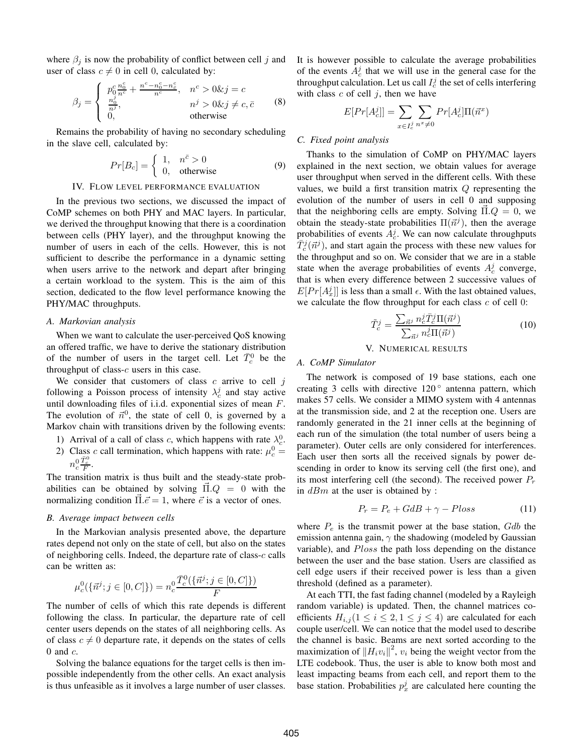where $\beta_j$ is now the probability of conflict between cell $j$ and user of class $c \neq 0$ in cell 0, calculated by:

$$\beta_j = \begin{cases} p_0^c \frac{n_0^c}{n^c} + \frac{n^c - n_0^c - n_{\bar{c}}^c}{n^c}, & n^c > 0 \& j = c \\ \frac{n_0^j}{n^j}, & n^j > 0 \& j \neq c, \bar{c} \\ 0, & \text{otherwise} \end{cases} \quad (8)$$

Remains the probability of having no secondary scheduling in the slave cell, calculated by:

$$Pr[B_c] = \begin{cases} 1, & n^{\bar{c}} > 0 \\ 0, & \text{otherwise} \end{cases} \quad (9)$$

## IV. Flow level performance evaluation

In the previous two sections, we discussed the impact of CoMP schemes on both PHY and MAC layers. In particular, we derived the throughput knowing that there is a coordination between cells (PHY layer), and the throughput knowing the number of users in each of the cells. However, this is not sufficient to describe the performance in a dynamic setting when users arrive to the network and depart after bringing a certain workload to the system. This is the aim of this section, dedicated to the flow level performance knowing the PHY/MAC throughputs.

### A. Markovian analysis

When we want to calculate the user-perceived QoS knowing an offered traffic, we have to derive the stationary distribution of the number of users in the target cell. Let $\bar{T}_c^0$ be the throughput of class-$c$ users in this case.

We consider that customers of class $c$ arrive to cell $j$ following a Poisson process of intensity $\lambda_c^j$ and stay active until downloading files of i.i.d. exponential sizes of mean $F$. The evolution of $\vec{n}^0$, the state of cell 0, is governed by a Markov chain with transitions driven by the following events:

1) Arrival of a call of class $c$, which happens with rate $\lambda_c^0$.
2) Class $c$ call termination, which happens with rate: $\mu_c^0 = n_c^0 \frac{\bar{T}_c^0}{F}$.

The transition matrix is thus built and the steady-state probabilities can be obtained by solving $\vec{\Pi}.Q = 0$ with the normalizing condition $\vec{\Pi}.\vec{e} = 1$, where $\vec{e}$ is a vector of ones.

### B. Average impact between cells

In the Markovian analysis presented above, the departure rates depend not only on the state of cell, but also on the states of neighboring cells. Indeed, the departure rate of class-$c$ calls can be written as:

$$\mu_c^0(\{\vec{n}^j; j \in [0, C]\}) = n_c^0 \frac{\bar{T}_c^0(\{\vec{n}^j; j \in [0, C]\})}{F}$$

The number of cells of which this rate depends is different following the class. In particular, the departure rate of cell center users depends on the states of all neighboring cells. As of class $c \neq 0$ departure rate, it depends on the states of cells 0 and $c$.

Solving the balance equations for the target cells is then impossible independently from the other cells. An exact analysis is thus unfeasible as it involves a large number of user classes.

It is however possible to calculate the average probabilities of the events $A_c^j$ that we will use in the general case for the throughput calculation. Let us call $I_c^j$ the set of cells interfering with class $c$ of cell $j$, then we have

$$E[Pr[A_c^j]] = \sum_{x \in I_c^j} \sum_{n^x \neq 0} Pr[A_c^j] \Pi(\vec{n}^x)$$

### C. Fixed point analysis

Thanks to the simulation of CoMP on PHY/MAC layers explained in the next section, we obtain values for average user throughput when served in the different cells. With these values, we build a first transition matrix $Q$ representing the evolution of the number of users in cell 0 and supposing that the neighboring cells are empty. Solving $\vec{\Pi}.Q = 0$, we obtain the steady-state probabilities $\Pi(\vec{n}^j)$, then the average probabilities of events $A_c^j$. We can now calculate throughputs $\bar{T}_c^j(\vec{n}^j)$, and start again the process with these new values for the throughput and so on. We consider that we are in a stable state when the average probabilities of events $A_c^j$ converge, that is when every difference between 2 successive values of $E[Pr[A_x^j]]$ is less than a small $\epsilon$. With the last obtained values, we calculate the flow throughput for each class $c$ of cell 0:

$$\tilde{T}_c^j = \frac{\sum_{\vec{n}^j} n_c^j \bar{T}_c^j \Pi(\vec{n}^j)}{\sum_{\vec{n}^j} n_c^j \Pi(\vec{n}^j)} \quad (10)$$

## V. Numerical results

### A. CoMP Simulator

The network is composed of 19 base stations, each one creating 3 cells with directive $120^\circ$ antenna pattern, which makes 57 cells. We consider a MIMO system with 4 antennas at the transmission side, and 2 at the reception one. Users are randomly generated in the 21 inner cells at the beginning of each run of the simulation (the total number of users being a parameter). Outer cells are only considered for interferences. Each user then sorts all the received signals by power descending in order to know its serving cell (the first one), and its most interfering cell (the second). The received power $P_r$ in $dBm$ at the user is obtained by :

$$P_r = P_e + GdB + \gamma - Ploss \quad (11)$$

where $P_e$ is the transmit power at the base station, $Gdb$ the emission antenna gain, $\gamma$ the shadowing (modeled by Gaussian variable), and $Ploss$ the path loss depending on the distance between the user and the base station. Users are classified as cell edge users if their received power is less than a given threshold (defined as a parameter).

At each TTI, the fast fading channel (modeled by a Rayleigh random variable) is updated. Then, the channel matrices coefficients $H_{i,j} (1 \leq i \leq 2, 1 \leq j \leq 4)$ are calculated for each couple user/cell. We can notice that the model used to describe the channel is basic. Beams are next sorted according to the maximization of $\|H_i v_i\|^2$, $v_i$ being the weight vector from the LTE codebook. Thus, the user is able to know both most and least impacting beams from each cell, and report them to the base station. Probabilities $p_x^j$ are calculated here counting the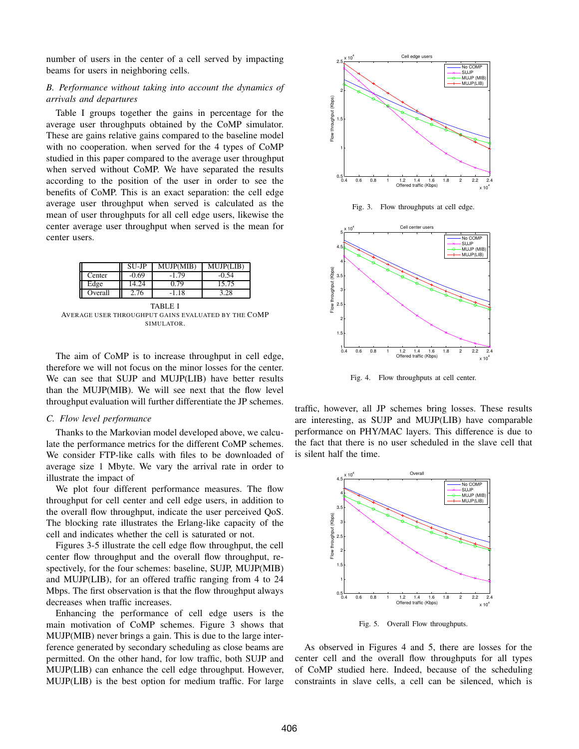number of users in the center of a cell served by impacting beams for users in neighboring cells.

### B. Performance without taking into account the dynamics of arrivals and departures

Table I groups together the gains in percentage for the average user throughputs obtained by the CoMP simulator. These are gains relative gains compared to the baseline model with no cooperation. when served for the 4 types of CoMP studied in this paper compared to the average user throughput when served without CoMP. We have separated the results according to the position of the user in order to see the benefits of CoMP. This is an exact separation: the cell edge average user throughput when served is calculated as the mean of user throughputs for all cell edge users, likewise the center average user throughput when served is the mean for center users.

| | SU-JP | MUJP(MIB) | MUJP(LIB) |
|---|---|---|---|
| Center | -0.69 | -1.79 | -0.54 |
| Edge | 14.24 | 0.79 | 15.75 |
| Overall | 2.76 | -1.18 | 3.28 |

TABLE I
AVERAGE USER THROUGHPUT GAINS EVALUATED BY THE COMP SIMULATOR.

The aim of CoMP is to increase throughput in cell edge, therefore we will not focus on the minor losses for the center. We can see that SUJP and MUJP(LIB) have better results than the MUJP(MIB). We will see next that the flow level throughput evaluation will further differentiate the JP schemes.

### C. Flow level performance

Thanks to the Markovian model developed above, we calculate the performance metrics for the different CoMP schemes. We consider FTP-like calls with files to be downloaded of average size 1 Mbyte. We vary the arrival rate in order to illustrate the impact of

We plot four different performance measures. The flow throughput for cell center and cell edge users, in addition to the overall flow throughput, indicate the user perceived QoS. The blocking rate illustrates the Erlang-like capacity of the cell and indicates whether the cell is saturated or not.

Figures 3-5 illustrate the cell edge flow throughput, the cell center flow throughput and the overall flow throughput, respectively, for the four schemes: baseline, SUJP, MUJP(MIB) and MUJP(LIB), for an offered traffic ranging from 4 to 24 Mbps. The first observation is that the flow throughput always decreases when traffic increases.

Enhancing the performance of cell edge users is the main motivation of CoMP schemes. Figure 3 shows that MUJP(MIB) never brings a gain. This is due to the large interference generated by secondary scheduling as close beams are permitted. On the other hand, for low traffic, both SUJP and MUJP(LIB) can enhance the cell edge throughput. However, MUJP(LIB) is the best option for medium traffic. For large traffic, however, all JP schemes bring losses. These results are interesting, as SUJP and MUJP(LIB) have comparable performance on PHY/MAC layers. This difference is due to the fact that there is no user scheduled in the slave cell that is silent half the time.

Fig. 3. Flow throughputs at cell edge.

Fig. 4. Flow throughputs at cell center.

Fig. 5. Overall Flow throughputs.

As observed in Figures 4 and 5, there are losses for the center cell and the overall flow throughputs for all types of CoMP studied here. Indeed, because of the scheduling constraints in slave cells, a cell can be silenced, which is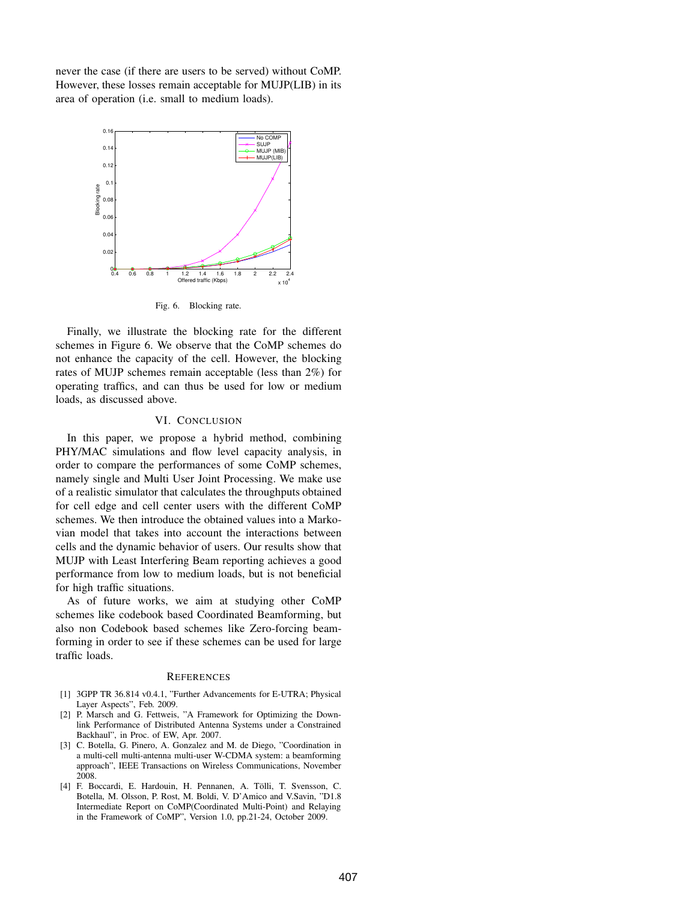never the case (if there are users to be served) without CoMP. However, these losses remain acceptable for MUJP(LIB) in its area of operation (i.e. small to medium loads).

No COMP
SUJP
MUJP (MIB)
MUJP(LIB)

Blocking rate

0.16
0.14
0.12
0.1
0.08
0.06
0.04
0.02
0

0.4 0.6 0.8 1 1.2 1.4 1.6 1.8 2 2.2 2.4

Offered traffic (Kbps)

x 10^4

Fig. 6. Blocking rate.

Finally, we illustrate the blocking rate for the different schemes in Figure 6. We observe that the CoMP schemes do not enhance the capacity of the cell. However, the blocking rates of MUJP schemes remain acceptable (less than 2%) for operating traffics, and can thus be used for low or medium loads, as discussed above.

## VI. Conclusion

In this paper, we propose a hybrid method, combining PHY/MAC simulations and flow level capacity analysis, in order to compare the performances of some CoMP schemes, namely single and Multi User Joint Processing. We make use of a realistic simulator that calculates the throughputs obtained for cell edge and cell center users with the different CoMP schemes. We then introduce the obtained values into a Markovian model that takes into account the interactions between cells and the dynamic behavior of users. Our results show that MUJP with Least Interfering Beam reporting achieves a good performance from low to medium loads, but is not beneficial for high traffic situations.

As of future works, we aim at studying other CoMP schemes like codebook based Coordinated Beamforming, but also non Codebook based schemes like Zero-forcing beamforming in order to see if these schemes can be used for large traffic loads.

## References

[1] 3GPP TR 36.814 v0.4.1, "Further Advancements for E-UTRA; Physical Layer Aspects", Feb. 2009.

[2] P. Marsch and G. Fettweis, "A Framework for Optimizing the Downlink Performance of Distributed Antenna Systems under a Constrained Backhaul", in Proc. of EW, Apr. 2007.

[3] C. Botella, G. Pinero, A. Gonzalez and M. de Diego, "Coordination in a multi-cell multi-antenna multi-user W-CDMA system: a beamforming approach", IEEE Transactions on Wireless Communications, November 2008.

[4] F. Boccardi, E. Hardouin, H. Pennanen, A. Tölli, T. Svensson, C. Botella, M. Olsson, P. Rost, M. Boldi, V. D'Amico and V.Savin, "D1.8 Intermediate Report on CoMP(Coordinated Multi-Point) and Relaying in the Framework of CoMP", Version 1.0, pp.21-24, October 2009.